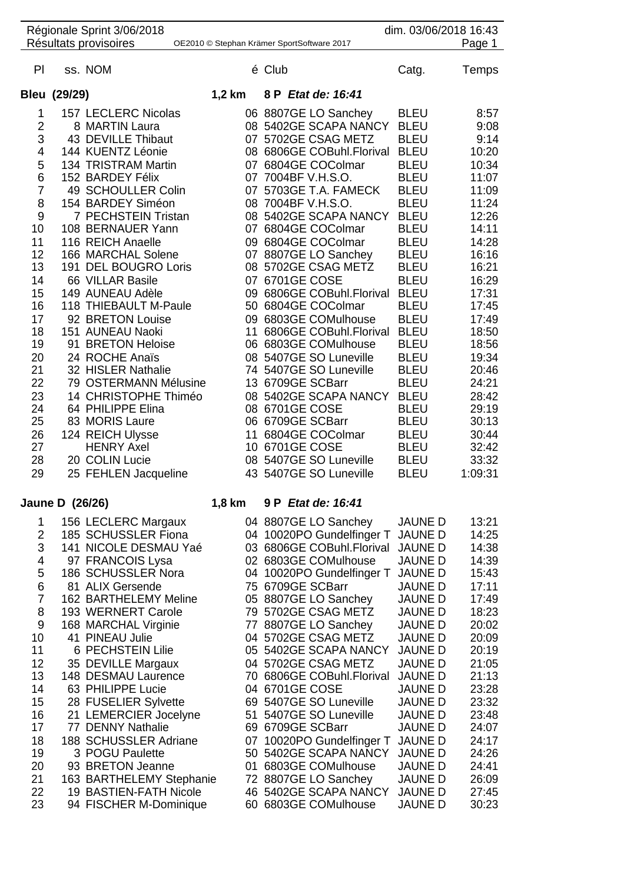Régionale Sprint 3/06/2018 — dim. 03/06/2018 16:43

Résultats provisoires — OE2010 © Stephan Krämer SportSoftware 2017

## Bleu (29/29) — 1,2 km — 8 P *Etat de: 16:41*

| Pl | ss. | NOM | é | Club | Catg. | Temps |
|---|---|---|---|---|---|---|
| 1 | 157 | LECLERC Nicolas | 06 | 8807GE LO Sanchey | BLEU | 8:57 |
| 2 | 8 | MARTIN Laura | 08 | 5402GE SCAPA NANCY | BLEU | 9:08 |
| 3 | 43 | DEVILLE Thibaut | 07 | 5702GE CSAG METZ | BLEU | 9:14 |
| 4 | 144 | KUENTZ Léonie | 08 | 6806GE COBuhl.Florival | BLEU | 10:20 |
| 5 | 134 | TRISTRAM Martin | 07 | 6804GE COColmar | BLEU | 10:34 |
| 6 | 152 | BARDEY Félix | 07 | 7004BF V.H.S.O. | BLEU | 11:07 |
| 7 | 49 | SCHOULLER Colin | 07 | 5703GE T.A. FAMECK | BLEU | 11:09 |
| 8 | 154 | BARDEY Siméon | 08 | 7004BF V.H.S.O. | BLEU | 11:24 |
| 9 | 7 | PECHSTEIN Tristan | 08 | 5402GE SCAPA NANCY | BLEU | 12:26 |
| 10 | 108 | BERNAUER Yann | 07 | 6804GE COColmar | BLEU | 14:11 |
| 11 | 116 | REICH Anaelle | 09 | 6804GE COColmar | BLEU | 14:28 |
| 12 | 166 | MARCHAL Solene | 07 | 8807GE LO Sanchey | BLEU | 16:16 |
| 13 | 191 | DEL BOUGRO Loris | 08 | 5702GE CSAG METZ | BLEU | 16:21 |
| 14 | 66 | VILLAR Basile | 07 | 6701GE COSE | BLEU | 16:29 |
| 15 | 149 | AUNEAU Adèle | 09 | 6806GE COBuhl.Florival | BLEU | 17:31 |
| 16 | 118 | THIEBAULT M-Paule | 50 | 6804GE COColmar | BLEU | 17:45 |
| 17 | 92 | BRETON Louise | 09 | 6803GE COMulhouse | BLEU | 17:49 |
| 18 | 151 | AUNEAU Naoki | 11 | 6806GE COBuhl.Florival | BLEU | 18:50 |
| 19 | 91 | BRETON Heloise | 06 | 6803GE COMulhouse | BLEU | 18:56 |
| 20 | 24 | ROCHE Anaïs | 08 | 5407GE SO Luneville | BLEU | 19:34 |
| 21 | 32 | HISLER Nathalie | 74 | 5407GE SO Luneville | BLEU | 20:46 |
| 22 | 79 | OSTERMANN Mélusine | 13 | 6709GE SCBarr | BLEU | 24:21 |
| 23 | 14 | CHRISTOPHE Thiméo | 08 | 5402GE SCAPA NANCY | BLEU | 28:42 |
| 24 | 64 | PHILIPPE Elina | 08 | 6701GE COSE | BLEU | 29:19 |
| 25 | 83 | MORIS Laure | 06 | 6709GE SCBarr | BLEU | 30:13 |
| 26 | 124 | REICH Ulysse | 11 | 6804GE COColmar | BLEU | 30:44 |
| 27 | | HENRY Axel | 10 | 6701GE COSE | BLEU | 32:42 |
| 28 | 20 | COLIN Lucie | 08 | 5407GE SO Luneville | BLEU | 33:32 |
| 29 | 25 | FEHLEN Jacqueline | 43 | 5407GE SO Luneville | BLEU | 1:09:31 |

## Jaune D (26/26) — 1,8 km — 9 P *Etat de: 16:41*

| Pl | ss. | NOM | é | Club | Catg. | Temps |
|---|---|---|---|---|---|---|
| 1 | 156 | LECLERC Margaux | 04 | 8807GE LO Sanchey | JAUNE D | 13:21 |
| 2 | 185 | SCHUSSLER Fiona | 04 | 10020PO Gundelfinger T | JAUNE D | 14:25 |
| 3 | 141 | NICOLE DESMAU Yaé | 03 | 6806GE COBuhl.Florival | JAUNE D | 14:38 |
| 4 | 97 | FRANCOIS Lysa | 02 | 6803GE COMulhouse | JAUNE D | 14:39 |
| 5 | 186 | SCHUSSLER Nora | 04 | 10020PO Gundelfinger T | JAUNE D | 15:43 |
| 6 | 81 | ALIX Gersende | 75 | 6709GE SCBarr | JAUNE D | 17:11 |
| 7 | 162 | BARTHELEMY Meline | 05 | 8807GE LO Sanchey | JAUNE D | 17:49 |
| 8 | 193 | WERNERT Carole | 79 | 5702GE CSAG METZ | JAUNE D | 18:23 |
| 9 | 168 | MARCHAL Virginie | 77 | 8807GE LO Sanchey | JAUNE D | 20:02 |
| 10 | 41 | PINEAU Julie | 04 | 5702GE CSAG METZ | JAUNE D | 20:09 |
| 11 | 6 | PECHSTEIN Lilie | 05 | 5402GE SCAPA NANCY | JAUNE D | 20:19 |
| 12 | 35 | DEVILLE Margaux | 04 | 5702GE CSAG METZ | JAUNE D | 21:05 |
| 13 | 148 | DESMAU Laurence | 70 | 6806GE COBuhl.Florival | JAUNE D | 21:13 |
| 14 | 63 | PHILIPPE Lucie | 04 | 6701GE COSE | JAUNE D | 23:28 |
| 15 | 28 | FUSELIER Sylvette | 69 | 5407GE SO Luneville | JAUNE D | 23:32 |
| 16 | 21 | LEMERCIER Jocelyne | 51 | 5407GE SO Luneville | JAUNE D | 23:48 |
| 17 | 77 | DENNY Nathalie | 69 | 6709GE SCBarr | JAUNE D | 24:07 |
| 18 | 188 | SCHUSSLER Adriane | 07 | 10020PO Gundelfinger T | JAUNE D | 24:17 |
| 19 | 3 | POGU Paulette | 50 | 5402GE SCAPA NANCY | JAUNE D | 24:26 |
| 20 | 93 | BRETON Jeanne | 01 | 6803GE COMulhouse | JAUNE D | 24:41 |
| 21 | 163 | BARTHELEMY Stephanie | 72 | 8807GE LO Sanchey | JAUNE D | 26:09 |
| 22 | 19 | BASTIEN-FATH Nicole | 46 | 5402GE SCAPA NANCY | JAUNE D | 27:45 |
| 23 | 94 | FISCHER M-Dominique | 60 | 6803GE COMulhouse | JAUNE D | 30:23 |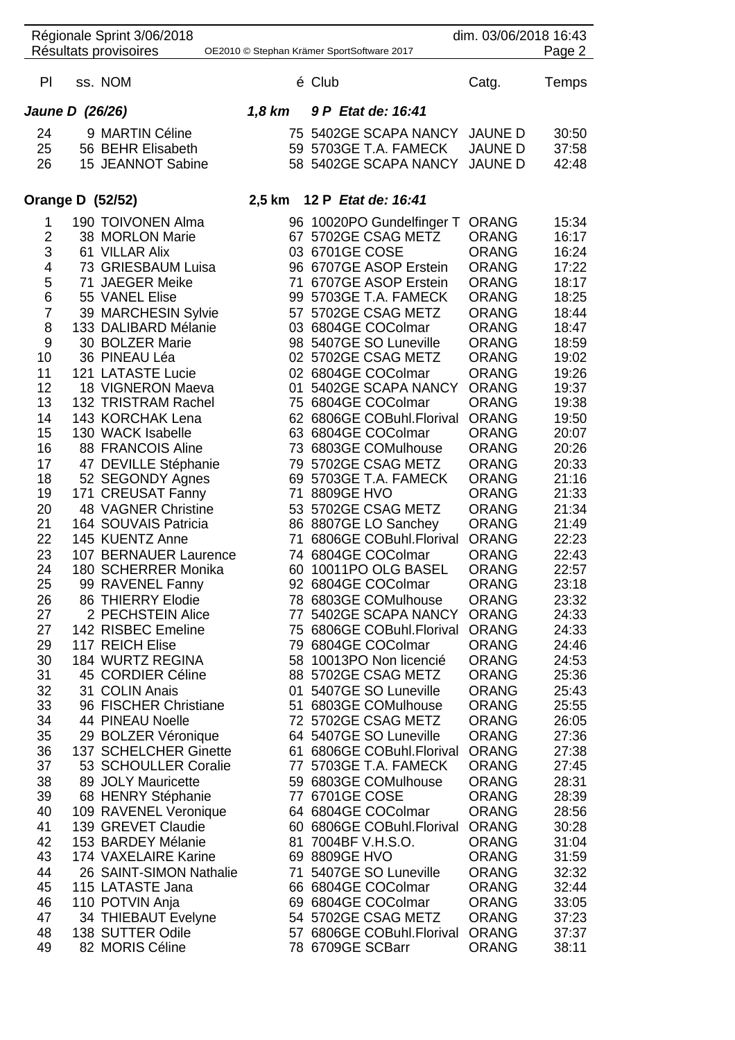| Pl | ss. | NOM | é | Club | Catg. | Temps |
|---|---|---|---|---|---|---|
| **Jaune D (26/26)** | | | **1,8 km** | **9 P Etat de: 16:41** | | |
| 24 | 9 | MARTIN Céline | 75 | 5402GE SCAPA NANCY | JAUNE D | 30:50 |
| 25 | 56 | BEHR Elisabeth | 59 | 5703GE T.A. FAMECK | JAUNE D | 37:58 |
| 26 | 15 | JEANNOT Sabine | 58 | 5402GE SCAPA NANCY | JAUNE D | 42:48 |
| **Orange D (52/52)** | | | **2,5 km** | **12 P Etat de: 16:41** | | |
| 1 | 190 | TOIVONEN Alma | 96 | 10020PO Gundelfinger T | ORANG | 15:34 |
| 2 | 38 | MORLON Marie | 67 | 5702GE CSAG METZ | ORANG | 16:17 |
| 3 | 61 | VILLAR Alix | 03 | 6701GE COSE | ORANG | 16:24 |
| 4 | 73 | GRIESBAUM Luisa | 96 | 6707GE ASOP Erstein | ORANG | 17:22 |
| 5 | 71 | JAEGER Meike | 71 | 6707GE ASOP Erstein | ORANG | 18:17 |
| 6 | 55 | VANEL Elise | 99 | 5703GE T.A. FAMECK | ORANG | 18:25 |
| 7 | 39 | MARCHESIN Sylvie | 57 | 5702GE CSAG METZ | ORANG | 18:44 |
| 8 | 133 | DALIBARD Mélanie | 03 | 6804GE COColmar | ORANG | 18:47 |
| 9 | 30 | BOLZER Marie | 98 | 5407GE SO Luneville | ORANG | 18:59 |
| 10 | 36 | PINEAU Léa | 02 | 5702GE CSAG METZ | ORANG | 19:02 |
| 11 | 121 | LATASTE Lucie | 02 | 6804GE COColmar | ORANG | 19:26 |
| 12 | 18 | VIGNERON Maeva | 01 | 5402GE SCAPA NANCY | ORANG | 19:37 |
| 13 | 132 | TRISTRAM Rachel | 75 | 6804GE COColmar | ORANG | 19:38 |
| 14 | 143 | KORCHAK Lena | 62 | 6806GE COBuhl.Florival | ORANG | 19:50 |
| 15 | 130 | WACK Isabelle | 63 | 6804GE COColmar | ORANG | 20:07 |
| 16 | 88 | FRANCOIS Aline | 73 | 6803GE COMulhouse | ORANG | 20:26 |
| 17 | 47 | DEVILLE Stéphanie | 79 | 5702GE CSAG METZ | ORANG | 20:33 |
| 18 | 52 | SEGONDY Agnes | 69 | 5703GE T.A. FAMECK | ORANG | 21:16 |
| 19 | 171 | CREUSAT Fanny | 71 | 8809GE HVO | ORANG | 21:33 |
| 20 | 48 | VAGNER Christine | 53 | 5702GE CSAG METZ | ORANG | 21:34 |
| 21 | 164 | SOUVAIS Patricia | 86 | 8807GE LO Sanchey | ORANG | 21:49 |
| 22 | 145 | KUENTZ Anne | 71 | 6806GE COBuhl.Florival | ORANG | 22:23 |
| 23 | 107 | BERNAUER Laurence | 74 | 6804GE COColmar | ORANG | 22:43 |
| 24 | 180 | SCHERRER Monika | 60 | 10011PO OLG BASEL | ORANG | 22:57 |
| 25 | 99 | RAVENEL Fanny | 92 | 6804GE COColmar | ORANG | 23:18 |
| 26 | 86 | THIERRY Elodie | 78 | 6803GE COMulhouse | ORANG | 23:32 |
| 27 | 2 | PECHSTEIN Alice | 77 | 5402GE SCAPA NANCY | ORANG | 24:33 |
| 27 | 142 | RISBEC Emeline | 75 | 6806GE COBuhl.Florival | ORANG | 24:33 |
| 29 | 117 | REICH Elise | 79 | 6804GE COColmar | ORANG | 24:46 |
| 30 | 184 | WURTZ REGINA | 58 | 10013PO Non licencié | ORANG | 24:53 |
| 31 | 45 | CORDIER Céline | 88 | 5702GE CSAG METZ | ORANG | 25:36 |
| 32 | 31 | COLIN Anais | 01 | 5407GE SO Luneville | ORANG | 25:43 |
| 33 | 96 | FISCHER Christiane | 51 | 6803GE COMulhouse | ORANG | 25:55 |
| 34 | 44 | PINEAU Noelle | 72 | 5702GE CSAG METZ | ORANG | 26:05 |
| 35 | 29 | BOLZER Véronique | 64 | 5407GE SO Luneville | ORANG | 27:36 |
| 36 | 137 | SCHELCHER Ginette | 61 | 6806GE COBuhl.Florival | ORANG | 27:38 |
| 37 | 53 | SCHOULLER Coralie | 77 | 5703GE T.A. FAMECK | ORANG | 27:45 |
| 38 | 89 | JOLY Mauricette | 59 | 6803GE COMulhouse | ORANG | 28:31 |
| 39 | 68 | HENRY Stéphanie | 77 | 6701GE COSE | ORANG | 28:39 |
| 40 | 109 | RAVENEL Veronique | 64 | 6804GE COColmar | ORANG | 28:56 |
| 41 | 139 | GREVET Claudie | 60 | 6806GE COBuhl.Florival | ORANG | 30:28 |
| 42 | 153 | BARDEY Mélanie | 81 | 7004BF V.H.S.O. | ORANG | 31:04 |
| 43 | 174 | VAXELAIRE Karine | 69 | 8809GE HVO | ORANG | 31:59 |
| 44 | 26 | SAINT-SIMON Nathalie | 71 | 5407GE SO Luneville | ORANG | 32:32 |
| 45 | 115 | LATASTE Jana | 66 | 6804GE COColmar | ORANG | 32:44 |
| 46 | 110 | POTVIN Anja | 69 | 6804GE COColmar | ORANG | 33:05 |
| 47 | 34 | THIEBAUT Evelyne | 54 | 5702GE CSAG METZ | ORANG | 37:23 |
| 48 | 138 | SUTTER Odile | 57 | 6806GE COBuhl.Florival | ORANG | 37:37 |
| 49 | 82 | MORIS Céline | 78 | 6709GE SCBarr | ORANG | 38:11 |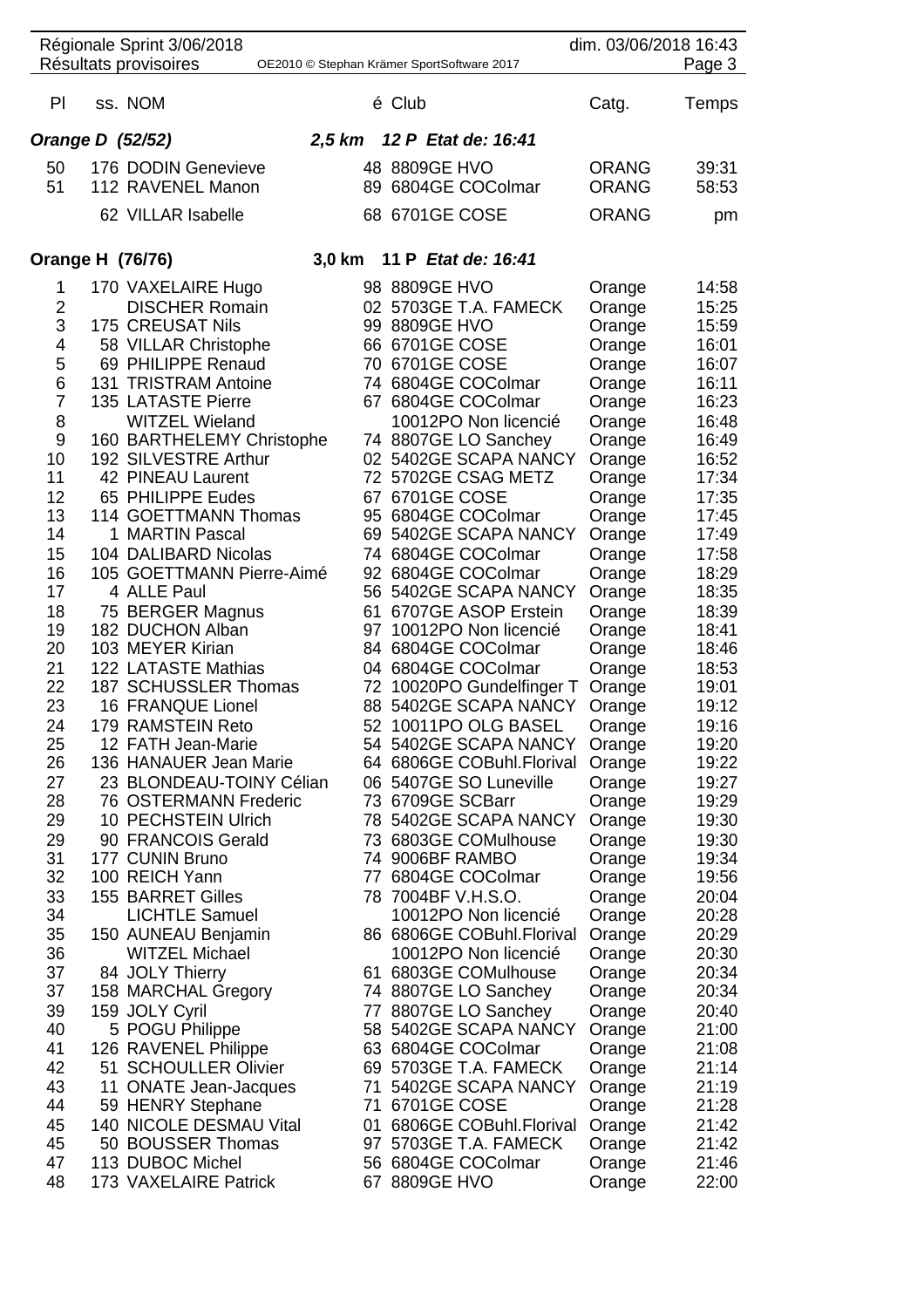| Pl | ss. NOM | é | Club | Catg. | Temps |
|---|---|---|---|---|---|
| ***Orange D (52/52)*** | | ***2,5 km*** | ***12 P Etat de: 16:41*** | | |
| 50 | 176 DODIN Genevieve | 48 | 8809GE HVO | ORANG | 39:31 |
| 51 | 112 RAVENEL Manon | 89 | 6804GE COColmar | ORANG | 58:53 |
| | 62 VILLAR Isabelle | 68 | 6701GE COSE | ORANG | pm |

| Pl | ss. NOM | é | Club | Catg. | Temps |
|---|---|---|---|---|---|
| **Orange H (76/76)** | | **3,0 km** | **11 P *Etat de: 16:41*** | | |
| 1 | 170 VAXELAIRE Hugo | 98 | 8809GE HVO | Orange | 14:58 |
| 2 | DISCHER Romain | 02 | 5703GE T.A. FAMECK | Orange | 15:25 |
| 3 | 175 CREUSAT Nils | 99 | 8809GE HVO | Orange | 15:59 |
| 4 | 58 VILLAR Christophe | 66 | 6701GE COSE | Orange | 16:01 |
| 5 | 69 PHILIPPE Renaud | 70 | 6701GE COSE | Orange | 16:07 |
| 6 | 131 TRISTRAM Antoine | 74 | 6804GE COColmar | Orange | 16:11 |
| 7 | 135 LATASTE Pierre | 67 | 6804GE COColmar | Orange | 16:23 |
| 8 | WITZEL Wieland | | 10012PO Non licencié | Orange | 16:48 |
| 9 | 160 BARTHELEMY Christophe | 74 | 8807GE LO Sanchey | Orange | 16:49 |
| 10 | 192 SILVESTRE Arthur | 02 | 5402GE SCAPA NANCY | Orange | 16:52 |
| 11 | 42 PINEAU Laurent | 72 | 5702GE CSAG METZ | Orange | 17:34 |
| 12 | 65 PHILIPPE Eudes | 67 | 6701GE COSE | Orange | 17:35 |
| 13 | 114 GOETTMANN Thomas | 95 | 6804GE COColmar | Orange | 17:45 |
| 14 | 1 MARTIN Pascal | 69 | 5402GE SCAPA NANCY | Orange | 17:49 |
| 15 | 104 DALIBARD Nicolas | 74 | 6804GE COColmar | Orange | 17:58 |
| 16 | 105 GOETTMANN Pierre-Aimé | 92 | 6804GE COColmar | Orange | 18:29 |
| 17 | 4 ALLE Paul | 56 | 5402GE SCAPA NANCY | Orange | 18:35 |
| 18 | 75 BERGER Magnus | 61 | 6707GE ASOP Erstein | Orange | 18:39 |
| 19 | 182 DUCHON Alban | 97 | 10012PO Non licencié | Orange | 18:41 |
| 20 | 103 MEYER Kirian | 84 | 6804GE COColmar | Orange | 18:46 |
| 21 | 122 LATASTE Mathias | 04 | 6804GE COColmar | Orange | 18:53 |
| 22 | 187 SCHUSSLER Thomas | 72 | 10020PO Gundelfinger T | Orange | 19:01 |
| 23 | 16 FRANQUE Lionel | 88 | 5402GE SCAPA NANCY | Orange | 19:12 |
| 24 | 179 RAMSTEIN Reto | 52 | 10011PO OLG BASEL | Orange | 19:16 |
| 25 | 12 FATH Jean-Marie | 54 | 5402GE SCAPA NANCY | Orange | 19:20 |
| 26 | 136 HANAUER Jean Marie | 64 | 6806GE COBuhl.Florival | Orange | 19:22 |
| 27 | 23 BLONDEAU-TOINY Célian | 06 | 5407GE SO Luneville | Orange | 19:27 |
| 28 | 76 OSTERMANN Frederic | 73 | 6709GE SCBarr | Orange | 19:29 |
| 29 | 10 PECHSTEIN Ulrich | 78 | 5402GE SCAPA NANCY | Orange | 19:30 |
| 29 | 90 FRANCOIS Gerald | 73 | 6803GE COMulhouse | Orange | 19:30 |
| 31 | 177 CUNIN Bruno | 74 | 9006BF RAMBO | Orange | 19:34 |
| 32 | 100 REICH Yann | 77 | 6804GE COColmar | Orange | 19:56 |
| 33 | 155 BARRET Gilles | 78 | 7004BF V.H.S.O. | Orange | 20:04 |
| 34 | LICHTLE Samuel | | 10012PO Non licencié | Orange | 20:28 |
| 35 | 150 AUNEAU Benjamin | 86 | 6806GE COBuhl.Florival | Orange | 20:29 |
| 36 | WITZEL Michael | | 10012PO Non licencié | Orange | 20:30 |
| 37 | 84 JOLY Thierry | 61 | 6803GE COMulhouse | Orange | 20:34 |
| 37 | 158 MARCHAL Gregory | 74 | 8807GE LO Sanchey | Orange | 20:34 |
| 39 | 159 JOLY Cyril | 77 | 8807GE LO Sanchey | Orange | 20:40 |
| 40 | 5 POGU Philippe | 58 | 5402GE SCAPA NANCY | Orange | 21:00 |
| 41 | 126 RAVENEL Philippe | 63 | 6804GE COColmar | Orange | 21:08 |
| 42 | 51 SCHOULLER Olivier | 69 | 5703GE T.A. FAMECK | Orange | 21:14 |
| 43 | 11 ONATE Jean-Jacques | 71 | 5402GE SCAPA NANCY | Orange | 21:19 |
| 44 | 59 HENRY Stephane | 71 | 6701GE COSE | Orange | 21:28 |
| 45 | 140 NICOLE DESMAU Vital | 01 | 6806GE COBuhl.Florival | Orange | 21:42 |
| 45 | 50 BOUSSER Thomas | 97 | 5703GE T.A. FAMECK | Orange | 21:42 |
| 47 | 113 DUBOC Michel | 56 | 6804GE COColmar | Orange | 21:46 |
| 48 | 173 VAXELAIRE Patrick | 67 | 8809GE HVO | Orange | 22:00 |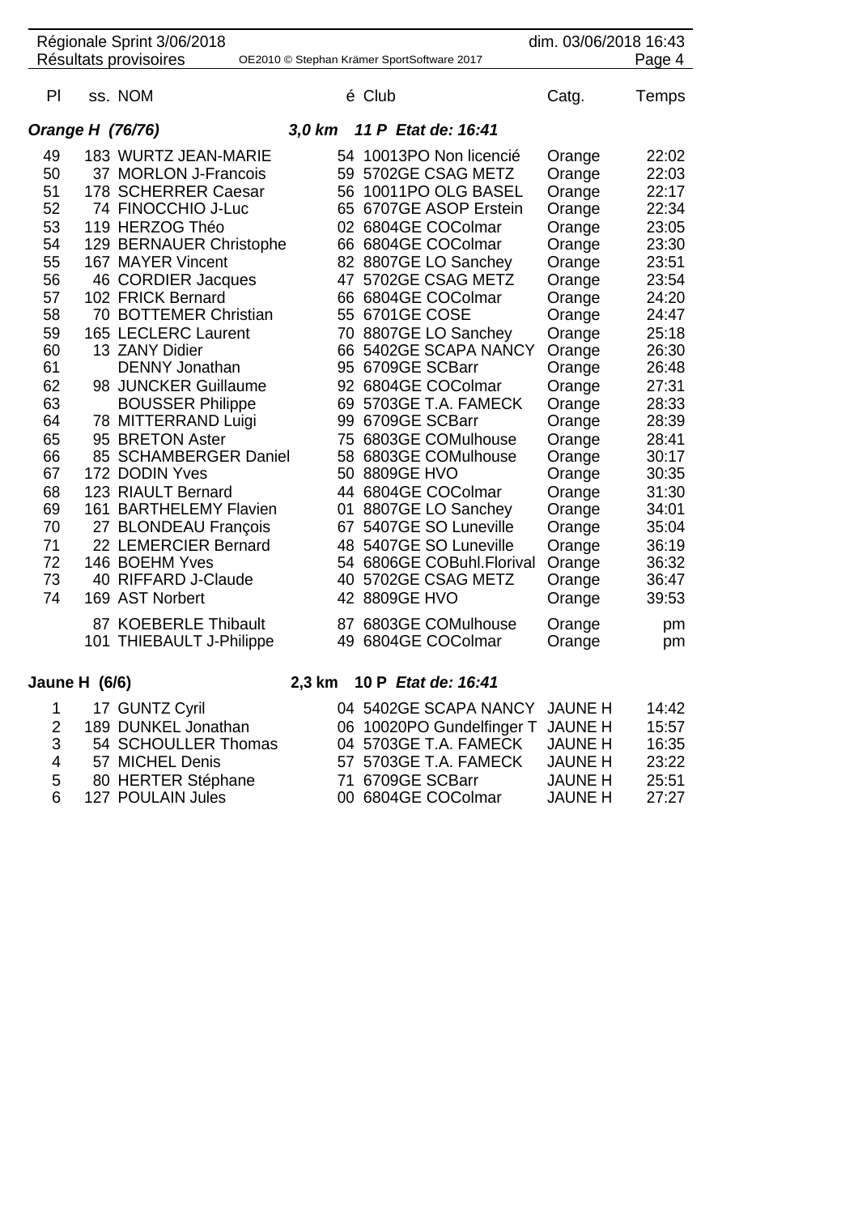| Pl | ss. | NOM | é | Club | Catg. | Temps |
|---|---|---|---|---|---|---|
| ***Orange H (76/76)*** | | | | ***3,0 km 11 P Etat de: 16:41*** | | |
| 49 | 183 | WURTZ JEAN-MARIE | 54 | 10013PO Non licencié | Orange | 22:02 |
| 50 | 37 | MORLON J-Francois | 59 | 5702GE CSAG METZ | Orange | 22:03 |
| 51 | 178 | SCHERRER Caesar | 56 | 10011PO OLG BASEL | Orange | 22:17 |
| 52 | 74 | FINOCCHIO J-Luc | 65 | 6707GE ASOP Erstein | Orange | 22:34 |
| 53 | 119 | HERZOG Théo | 02 | 6804GE COColmar | Orange | 23:05 |
| 54 | 129 | BERNAUER Christophe | 66 | 6804GE COColmar | Orange | 23:30 |
| 55 | 167 | MAYER Vincent | 82 | 8807GE LO Sanchey | Orange | 23:51 |
| 56 | 46 | CORDIER Jacques | 47 | 5702GE CSAG METZ | Orange | 23:54 |
| 57 | 102 | FRICK Bernard | 66 | 6804GE COColmar | Orange | 24:20 |
| 58 | 70 | BOTTEMER Christian | 55 | 6701GE COSE | Orange | 24:47 |
| 59 | 165 | LECLERC Laurent | 70 | 8807GE LO Sanchey | Orange | 25:18 |
| 60 | 13 | ZANY Didier | 66 | 5402GE SCAPA NANCY | Orange | 26:30 |
| 61 | | DENNY Jonathan | 95 | 6709GE SCBarr | Orange | 26:48 |
| 62 | 98 | JUNCKER Guillaume | 92 | 6804GE COColmar | Orange | 27:31 |
| 63 | | BOUSSER Philippe | 69 | 5703GE T.A. FAMECK | Orange | 28:33 |
| 64 | 78 | MITTERRAND Luigi | 99 | 6709GE SCBarr | Orange | 28:39 |
| 65 | 95 | BRETON Aster | 75 | 6803GE COMulhouse | Orange | 28:41 |
| 66 | 85 | SCHAMBERGER Daniel | 58 | 6803GE COMulhouse | Orange | 30:17 |
| 67 | 172 | DODIN Yves | 50 | 8809GE HVO | Orange | 30:35 |
| 68 | 123 | RIAULT Bernard | 44 | 6804GE COColmar | Orange | 31:30 |
| 69 | 161 | BARTHELEMY Flavien | 01 | 8807GE LO Sanchey | Orange | 34:01 |
| 70 | 27 | BLONDEAU François | 67 | 5407GE SO Luneville | Orange | 35:04 |
| 71 | 22 | LEMERCIER Bernard | 48 | 5407GE SO Luneville | Orange | 36:19 |
| 72 | 146 | BOEHM Yves | 54 | 6806GE COBuhl.Florival | Orange | 36:32 |
| 73 | 40 | RIFFARD J-Claude | 40 | 5702GE CSAG METZ | Orange | 36:47 |
| 74 | 169 | AST Norbert | 42 | 8809GE HVO | Orange | 39:53 |
| | 87 | KOEBERLE Thibault | 87 | 6803GE COMulhouse | Orange | pm |
| | 101 | THIEBAULT J-Philippe | 49 | 6804GE COColmar | Orange | pm |
| **Jaune H (6/6)** | | | | **2,3 km 10 P *Etat de: 16:41*** | | |
| 1 | 17 | GUNTZ Cyril | 04 | 5402GE SCAPA NANCY | JAUNE H | 14:42 |
| 2 | 189 | DUNKEL Jonathan | 06 | 10020PO Gundelfinger T | JAUNE H | 15:57 |
| 3 | 54 | SCHOULLER Thomas | 04 | 5703GE T.A. FAMECK | JAUNE H | 16:35 |
| 4 | 57 | MICHEL Denis | 57 | 5703GE T.A. FAMECK | JAUNE H | 23:22 |
| 5 | 80 | HERTER Stéphane | 71 | 6709GE SCBarr | JAUNE H | 25:51 |
| 6 | 127 | POULAIN Jules | 00 | 6804GE COColmar | JAUNE H | 27:27 |